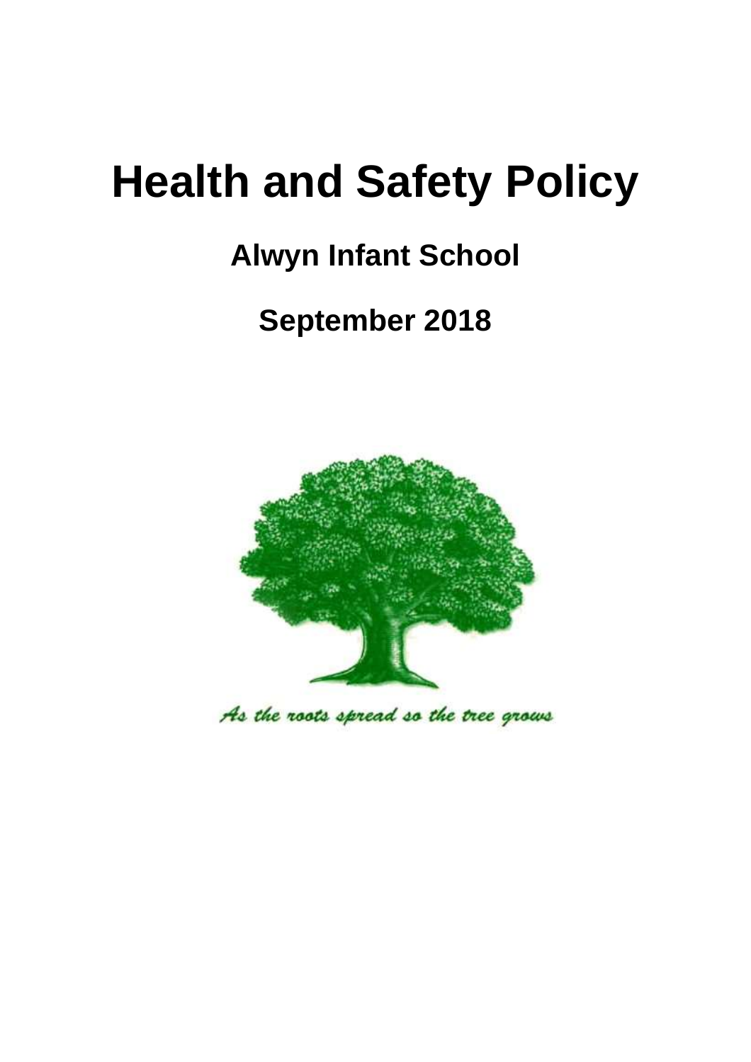# Health and Safety Policy

## Alwyn Infant School

## September 2018

*As the roots spread so the tree grows*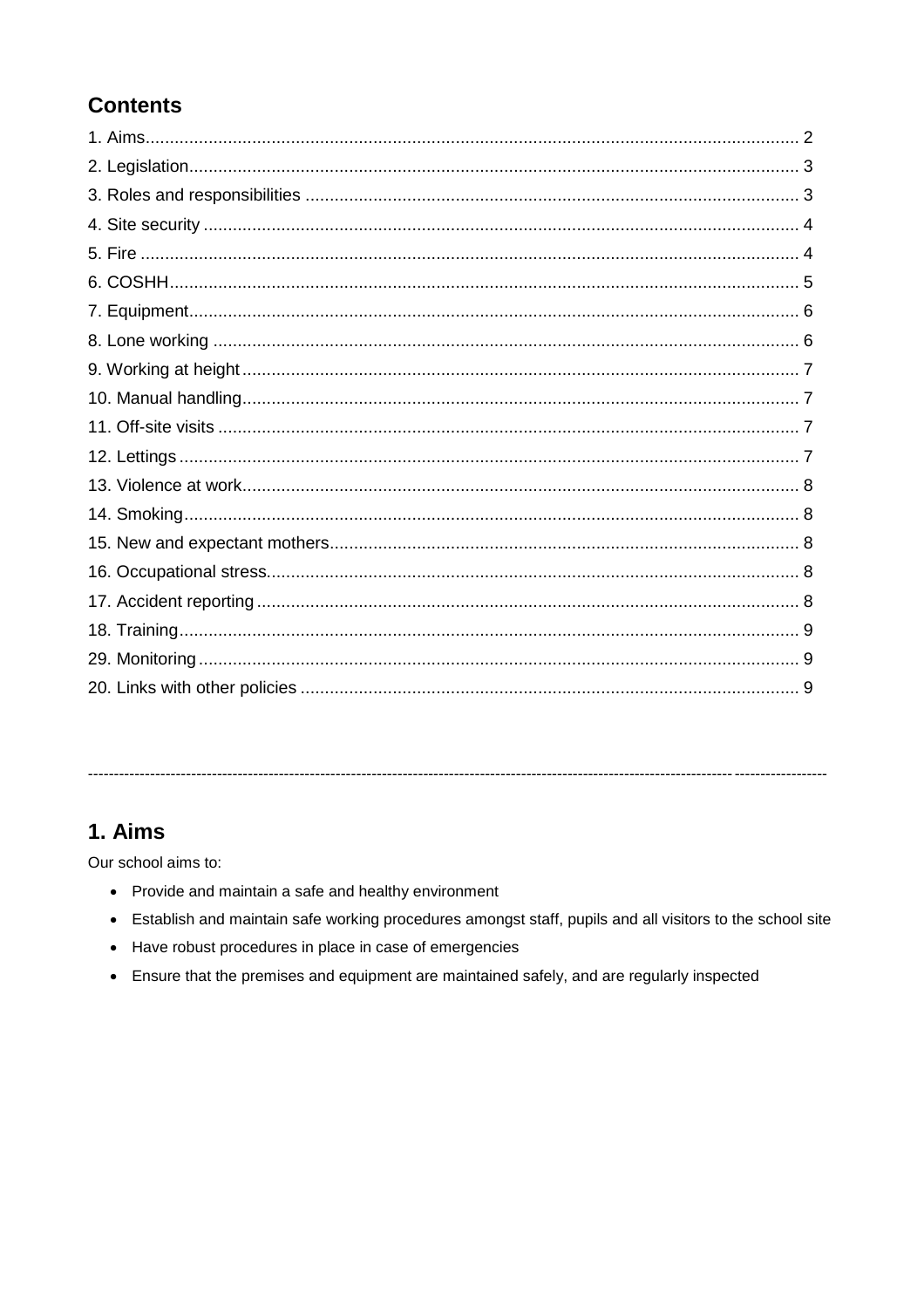## Contents

1. Aims ........................................................................................................................ 2
2. Legislation ............................................................................................................... 3
3. Roles and responsibilities ....................................................................................... 3
4. Site security ............................................................................................................ 4
5. Fire .......................................................................................................................... 4
6. COSHH .................................................................................................................... 5
7. Equipment ............................................................................................................... 6
8. Lone working ........................................................................................................... 6
9. Working at height ..................................................................................................... 7
10. Manual handling ..................................................................................................... 7
11. Off-site visits .......................................................................................................... 7
12. Lettings .................................................................................................................. 7
13. Violence at work ..................................................................................................... 8
14. Smoking ................................................................................................................. 8
15. New and expectant mothers ................................................................................... 8
16. Occupational stress ................................................................................................ 8
17. Accident reporting .................................................................................................. 8
18. Training .................................................................................................................. 9
29. Monitoring .............................................................................................................. 9
20. Links with other policies ......................................................................................... 9

---

## 1. Aims

Our school aims to:

- Provide and maintain a safe and healthy environment
- Establish and maintain safe working procedures amongst staff, pupils and all visitors to the school site
- Have robust procedures in place in case of emergencies
- Ensure that the premises and equipment are maintained safely, and are regularly inspected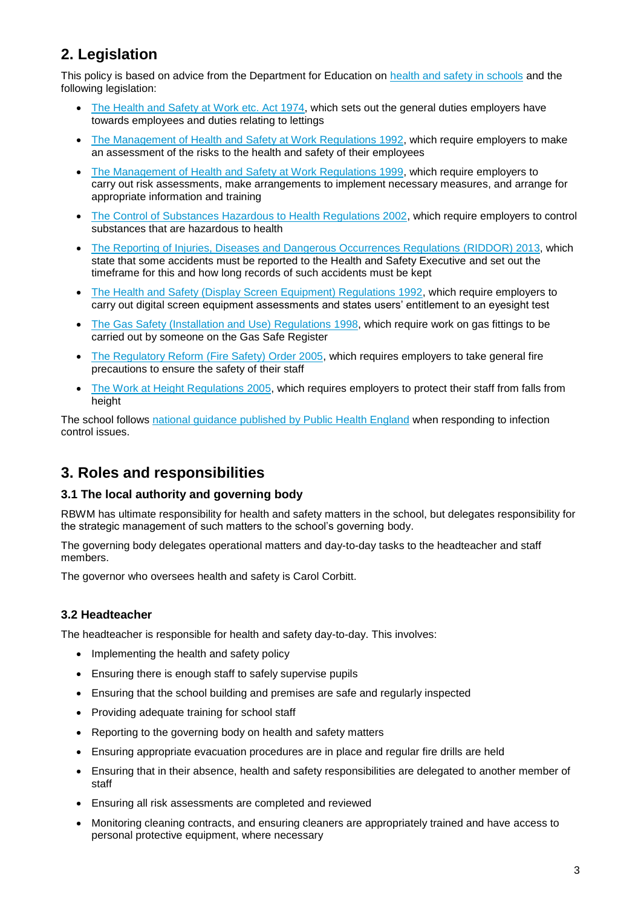## 2. Legislation

This policy is based on advice from the Department for Education on health and safety in schools and the following legislation:

- The Health and Safety at Work etc. Act 1974, which sets out the general duties employers have towards employees and duties relating to lettings
- The Management of Health and Safety at Work Regulations 1992, which require employers to make an assessment of the risks to the health and safety of their employees
- The Management of Health and Safety at Work Regulations 1999, which require employers to carry out risk assessments, make arrangements to implement necessary measures, and arrange for appropriate information and training
- The Control of Substances Hazardous to Health Regulations 2002, which require employers to control substances that are hazardous to health
- The Reporting of Injuries, Diseases and Dangerous Occurrences Regulations (RIDDOR) 2013, which state that some accidents must be reported to the Health and Safety Executive and set out the timeframe for this and how long records of such accidents must be kept
- The Health and Safety (Display Screen Equipment) Regulations 1992, which require employers to carry out digital screen equipment assessments and states users' entitlement to an eyesight test
- The Gas Safety (Installation and Use) Regulations 1998, which require work on gas fittings to be carried out by someone on the Gas Safe Register
- The Regulatory Reform (Fire Safety) Order 2005, which requires employers to take general fire precautions to ensure the safety of their staff
- The Work at Height Regulations 2005, which requires employers to protect their staff from falls from height

The school follows national guidance published by Public Health England when responding to infection control issues.

## 3. Roles and responsibilities

### 3.1 The local authority and governing body

RBWM has ultimate responsibility for health and safety matters in the school, but delegates responsibility for the strategic management of such matters to the school's governing body.

The governing body delegates operational matters and day-to-day tasks to the headteacher and staff members.

The governor who oversees health and safety is Carol Corbitt.

### 3.2 Headteacher

The headteacher is responsible for health and safety day-to-day. This involves:

- Implementing the health and safety policy
- Ensuring there is enough staff to safely supervise pupils
- Ensuring that the school building and premises are safe and regularly inspected
- Providing adequate training for school staff
- Reporting to the governing body on health and safety matters
- Ensuring appropriate evacuation procedures are in place and regular fire drills are held
- Ensuring that in their absence, health and safety responsibilities are delegated to another member of staff
- Ensuring all risk assessments are completed and reviewed
- Monitoring cleaning contracts, and ensuring cleaners are appropriately trained and have access to personal protective equipment, where necessary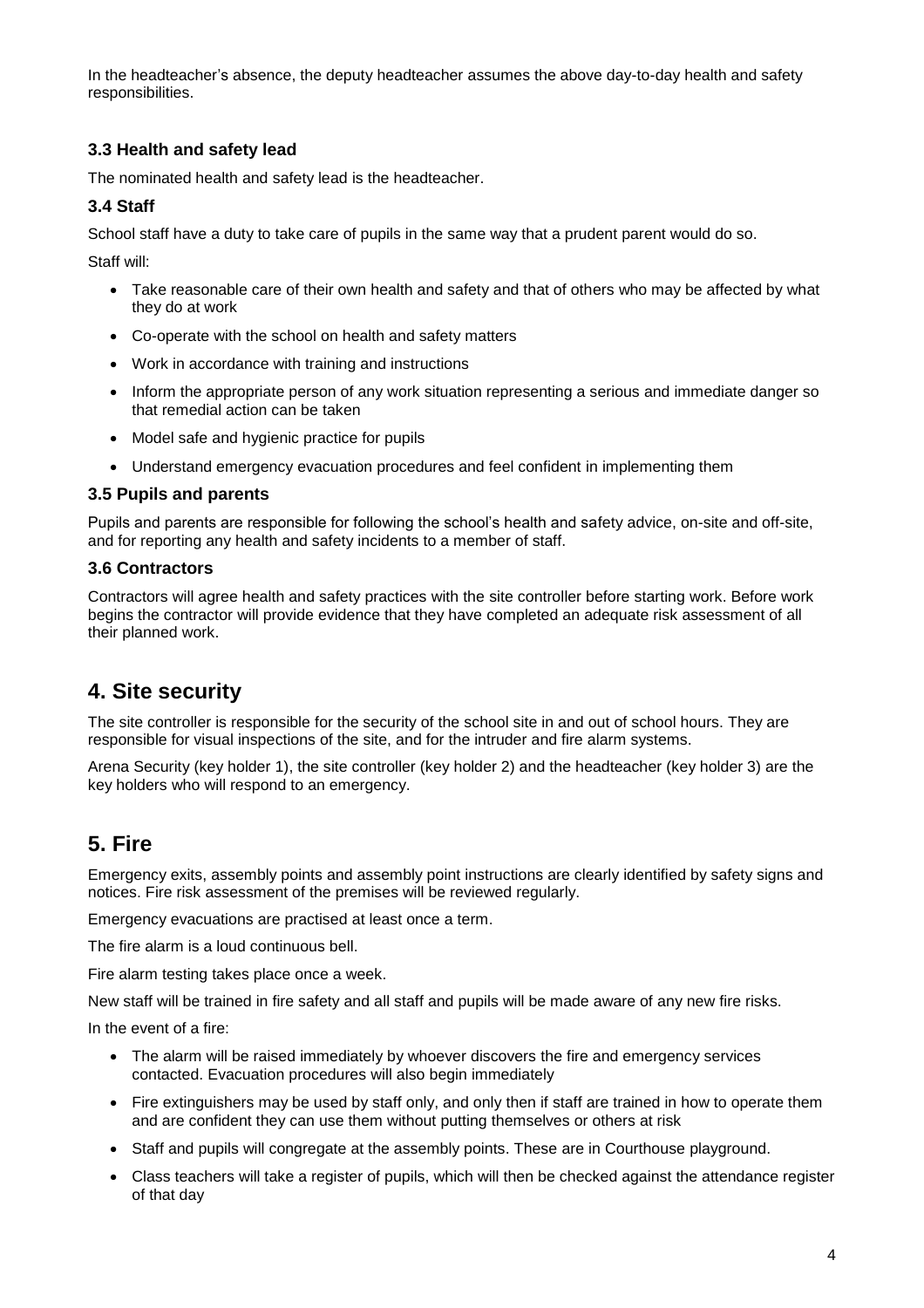In the headteacher's absence, the deputy headteacher assumes the above day-to-day health and safety responsibilities.

### 3.3 Health and safety lead

The nominated health and safety lead is the headteacher.

### 3.4 Staff

School staff have a duty to take care of pupils in the same way that a prudent parent would do so.

Staff will:

- Take reasonable care of their own health and safety and that of others who may be affected by what they do at work
- Co-operate with the school on health and safety matters
- Work in accordance with training and instructions
- Inform the appropriate person of any work situation representing a serious and immediate danger so that remedial action can be taken
- Model safe and hygienic practice for pupils
- Understand emergency evacuation procedures and feel confident in implementing them

### 3.5 Pupils and parents

Pupils and parents are responsible for following the school's health and safety advice, on-site and off-site, and for reporting any health and safety incidents to a member of staff.

### 3.6 Contractors

Contractors will agree health and safety practices with the site controller before starting work. Before work begins the contractor will provide evidence that they have completed an adequate risk assessment of all their planned work.

## 4. Site security

The site controller is responsible for the security of the school site in and out of school hours. They are responsible for visual inspections of the site, and for the intruder and fire alarm systems.

Arena Security (key holder 1), the site controller (key holder 2) and the headteacher (key holder 3) are the key holders who will respond to an emergency.

## 5. Fire

Emergency exits, assembly points and assembly point instructions are clearly identified by safety signs and notices. Fire risk assessment of the premises will be reviewed regularly.

Emergency evacuations are practised at least once a term.

The fire alarm is a loud continuous bell.

Fire alarm testing takes place once a week.

New staff will be trained in fire safety and all staff and pupils will be made aware of any new fire risks.

In the event of a fire:

- The alarm will be raised immediately by whoever discovers the fire and emergency services contacted. Evacuation procedures will also begin immediately
- Fire extinguishers may be used by staff only, and only then if staff are trained in how to operate them and are confident they can use them without putting themselves or others at risk
- Staff and pupils will congregate at the assembly points. These are in Courthouse playground.
- Class teachers will take a register of pupils, which will then be checked against the attendance register of that day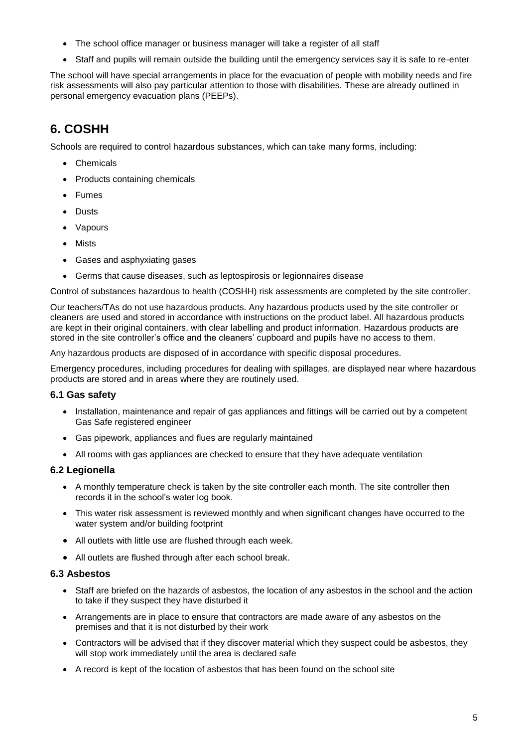- The school office manager or business manager will take a register of all staff
- Staff and pupils will remain outside the building until the emergency services say it is safe to re-enter

The school will have special arrangements in place for the evacuation of people with mobility needs and fire risk assessments will also pay particular attention to those with disabilities. These are already outlined in personal emergency evacuation plans (PEEPs).

## 6. COSHH

Schools are required to control hazardous substances, which can take many forms, including:

- Chemicals
- Products containing chemicals
- Fumes
- Dusts
- Vapours
- Mists
- Gases and asphyxiating gases
- Germs that cause diseases, such as leptospirosis or legionnaires disease

Control of substances hazardous to health (COSHH) risk assessments are completed by the site controller.

Our teachers/TAs do not use hazardous products. Any hazardous products used by the site controller or cleaners are used and stored in accordance with instructions on the product label. All hazardous products are kept in their original containers, with clear labelling and product information. Hazardous products are stored in the site controller's office and the cleaners' cupboard and pupils have no access to them.

Any hazardous products are disposed of in accordance with specific disposal procedures.

Emergency procedures, including procedures for dealing with spillages, are displayed near where hazardous products are stored and in areas where they are routinely used.

### 6.1 Gas safety

- Installation, maintenance and repair of gas appliances and fittings will be carried out by a competent Gas Safe registered engineer
- Gas pipework, appliances and flues are regularly maintained
- All rooms with gas appliances are checked to ensure that they have adequate ventilation

### 6.2 Legionella

- A monthly temperature check is taken by the site controller each month. The site controller then records it in the school's water log book.
- This water risk assessment is reviewed monthly and when significant changes have occurred to the water system and/or building footprint
- All outlets with little use are flushed through each week.
- All outlets are flushed through after each school break.

### 6.3 Asbestos

- Staff are briefed on the hazards of asbestos, the location of any asbestos in the school and the action to take if they suspect they have disturbed it
- Arrangements are in place to ensure that contractors are made aware of any asbestos on the premises and that it is not disturbed by their work
- Contractors will be advised that if they discover material which they suspect could be asbestos, they will stop work immediately until the area is declared safe
- A record is kept of the location of asbestos that has been found on the school site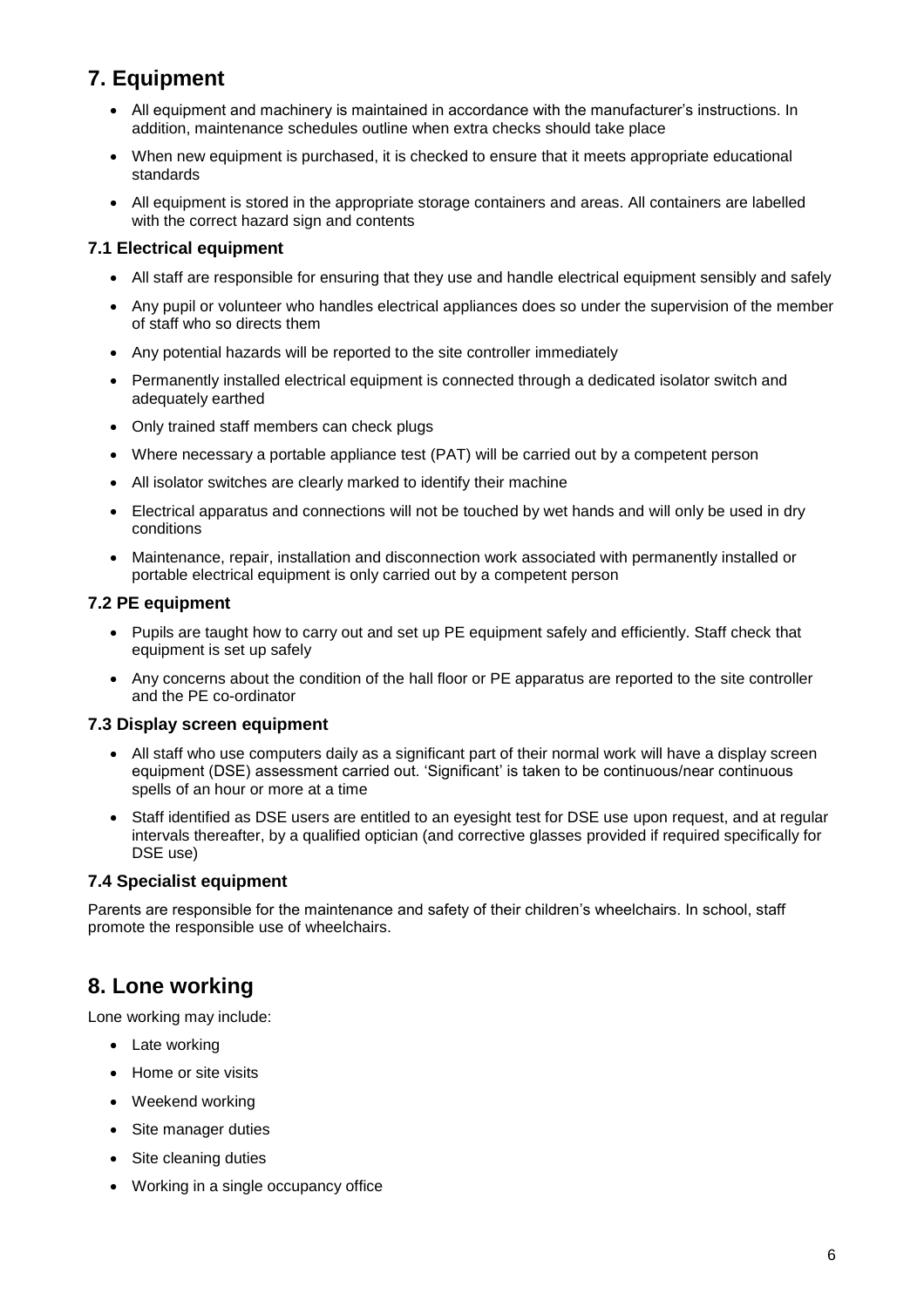## 7. Equipment

- All equipment and machinery is maintained in accordance with the manufacturer's instructions. In addition, maintenance schedules outline when extra checks should take place
- When new equipment is purchased, it is checked to ensure that it meets appropriate educational standards
- All equipment is stored in the appropriate storage containers and areas. All containers are labelled with the correct hazard sign and contents

### 7.1 Electrical equipment

- All staff are responsible for ensuring that they use and handle electrical equipment sensibly and safely
- Any pupil or volunteer who handles electrical appliances does so under the supervision of the member of staff who so directs them
- Any potential hazards will be reported to the site controller immediately
- Permanently installed electrical equipment is connected through a dedicated isolator switch and adequately earthed
- Only trained staff members can check plugs
- Where necessary a portable appliance test (PAT) will be carried out by a competent person
- All isolator switches are clearly marked to identify their machine
- Electrical apparatus and connections will not be touched by wet hands and will only be used in dry conditions
- Maintenance, repair, installation and disconnection work associated with permanently installed or portable electrical equipment is only carried out by a competent person

### 7.2 PE equipment

- Pupils are taught how to carry out and set up PE equipment safely and efficiently. Staff check that equipment is set up safely
- Any concerns about the condition of the hall floor or PE apparatus are reported to the site controller and the PE co-ordinator

### 7.3 Display screen equipment

- All staff who use computers daily as a significant part of their normal work will have a display screen equipment (DSE) assessment carried out. 'Significant' is taken to be continuous/near continuous spells of an hour or more at a time
- Staff identified as DSE users are entitled to an eyesight test for DSE use upon request, and at regular intervals thereafter, by a qualified optician (and corrective glasses provided if required specifically for DSE use)

### 7.4 Specialist equipment

Parents are responsible for the maintenance and safety of their children's wheelchairs. In school, staff promote the responsible use of wheelchairs.

## 8. Lone working

Lone working may include:

- Late working
- Home or site visits
- Weekend working
- Site manager duties
- Site cleaning duties
- Working in a single occupancy office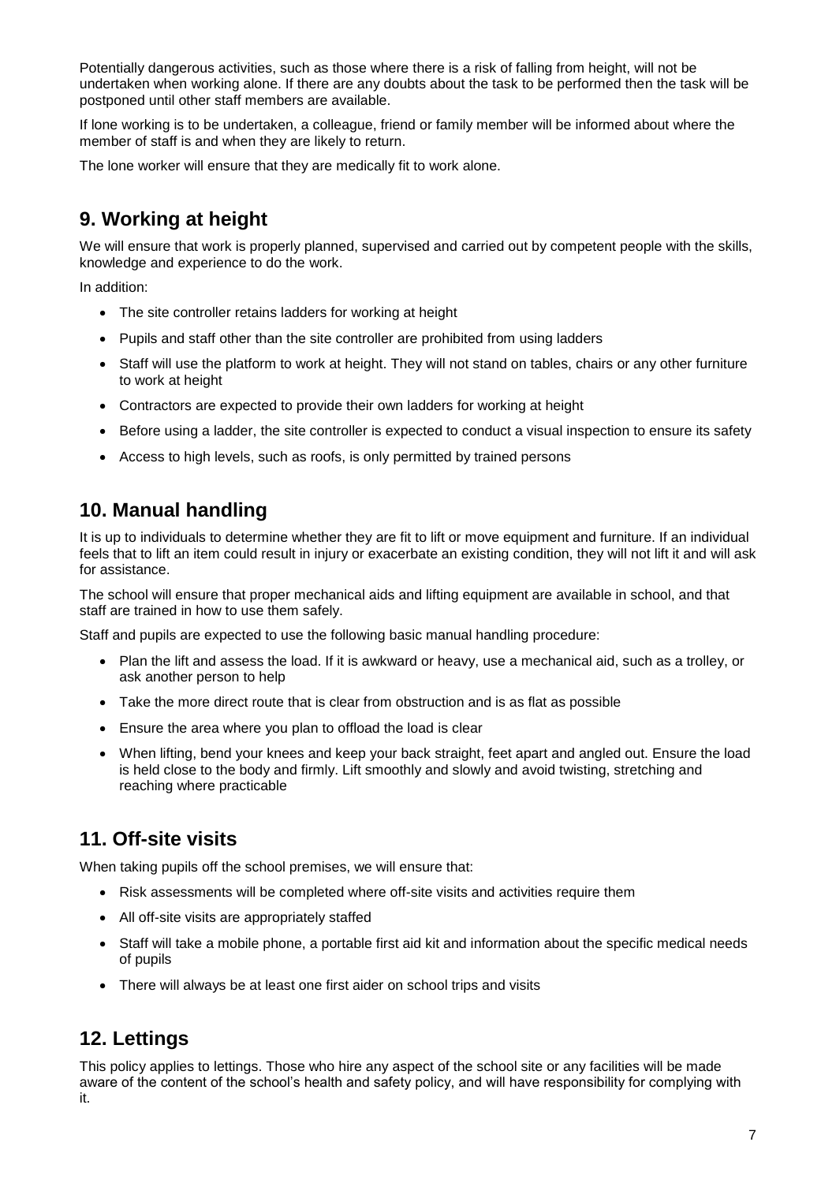Potentially dangerous activities, such as those where there is a risk of falling from height, will not be undertaken when working alone. If there are any doubts about the task to be performed then the task will be postponed until other staff members are available.

If lone working is to be undertaken, a colleague, friend or family member will be informed about where the member of staff is and when they are likely to return.

The lone worker will ensure that they are medically fit to work alone.

## 9. Working at height

We will ensure that work is properly planned, supervised and carried out by competent people with the skills, knowledge and experience to do the work.

In addition:

- The site controller retains ladders for working at height
- Pupils and staff other than the site controller are prohibited from using ladders
- Staff will use the platform to work at height. They will not stand on tables, chairs or any other furniture to work at height
- Contractors are expected to provide their own ladders for working at height
- Before using a ladder, the site controller is expected to conduct a visual inspection to ensure its safety
- Access to high levels, such as roofs, is only permitted by trained persons

## 10. Manual handling

It is up to individuals to determine whether they are fit to lift or move equipment and furniture. If an individual feels that to lift an item could result in injury or exacerbate an existing condition, they will not lift it and will ask for assistance.

The school will ensure that proper mechanical aids and lifting equipment are available in school, and that staff are trained in how to use them safely.

Staff and pupils are expected to use the following basic manual handling procedure:

- Plan the lift and assess the load. If it is awkward or heavy, use a mechanical aid, such as a trolley, or ask another person to help
- Take the more direct route that is clear from obstruction and is as flat as possible
- Ensure the area where you plan to offload the load is clear
- When lifting, bend your knees and keep your back straight, feet apart and angled out. Ensure the load is held close to the body and firmly. Lift smoothly and slowly and avoid twisting, stretching and reaching where practicable

## 11. Off-site visits

When taking pupils off the school premises, we will ensure that:

- Risk assessments will be completed where off-site visits and activities require them
- All off-site visits are appropriately staffed
- Staff will take a mobile phone, a portable first aid kit and information about the specific medical needs of pupils
- There will always be at least one first aider on school trips and visits

## 12. Lettings

This policy applies to lettings. Those who hire any aspect of the school site or any facilities will be made aware of the content of the school's health and safety policy, and will have responsibility for complying with it.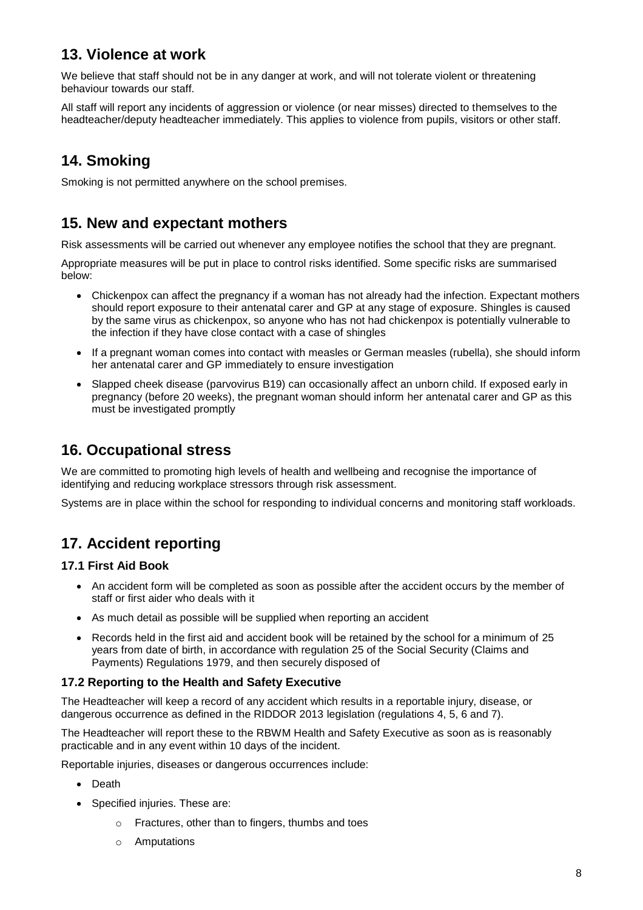## 13. Violence at work

We believe that staff should not be in any danger at work, and will not tolerate violent or threatening behaviour towards our staff.

All staff will report any incidents of aggression or violence (or near misses) directed to themselves to the headteacher/deputy headteacher immediately. This applies to violence from pupils, visitors or other staff.

## 14. Smoking

Smoking is not permitted anywhere on the school premises.

## 15. New and expectant mothers

Risk assessments will be carried out whenever any employee notifies the school that they are pregnant.

Appropriate measures will be put in place to control risks identified. Some specific risks are summarised below:

- Chickenpox can affect the pregnancy if a woman has not already had the infection. Expectant mothers should report exposure to their antenatal carer and GP at any stage of exposure. Shingles is caused by the same virus as chickenpox, so anyone who has not had chickenpox is potentially vulnerable to the infection if they have close contact with a case of shingles
- If a pregnant woman comes into contact with measles or German measles (rubella), she should inform her antenatal carer and GP immediately to ensure investigation
- Slapped cheek disease (parvovirus B19) can occasionally affect an unborn child. If exposed early in pregnancy (before 20 weeks), the pregnant woman should inform her antenatal carer and GP as this must be investigated promptly

## 16. Occupational stress

We are committed to promoting high levels of health and wellbeing and recognise the importance of identifying and reducing workplace stressors through risk assessment.

Systems are in place within the school for responding to individual concerns and monitoring staff workloads.

## 17. Accident reporting

### 17.1 First Aid Book

- An accident form will be completed as soon as possible after the accident occurs by the member of staff or first aider who deals with it
- As much detail as possible will be supplied when reporting an accident
- Records held in the first aid and accident book will be retained by the school for a minimum of 25 years from date of birth, in accordance with regulation 25 of the Social Security (Claims and Payments) Regulations 1979, and then securely disposed of

### 17.2 Reporting to the Health and Safety Executive

The Headteacher will keep a record of any accident which results in a reportable injury, disease, or dangerous occurrence as defined in the RIDDOR 2013 legislation (regulations 4, 5, 6 and 7).

The Headteacher will report these to the RBWM Health and Safety Executive as soon as is reasonably practicable and in any event within 10 days of the incident.

Reportable injuries, diseases or dangerous occurrences include:

- Death
- Specified injuries. These are:
  - Fractures, other than to fingers, thumbs and toes
  - Amputations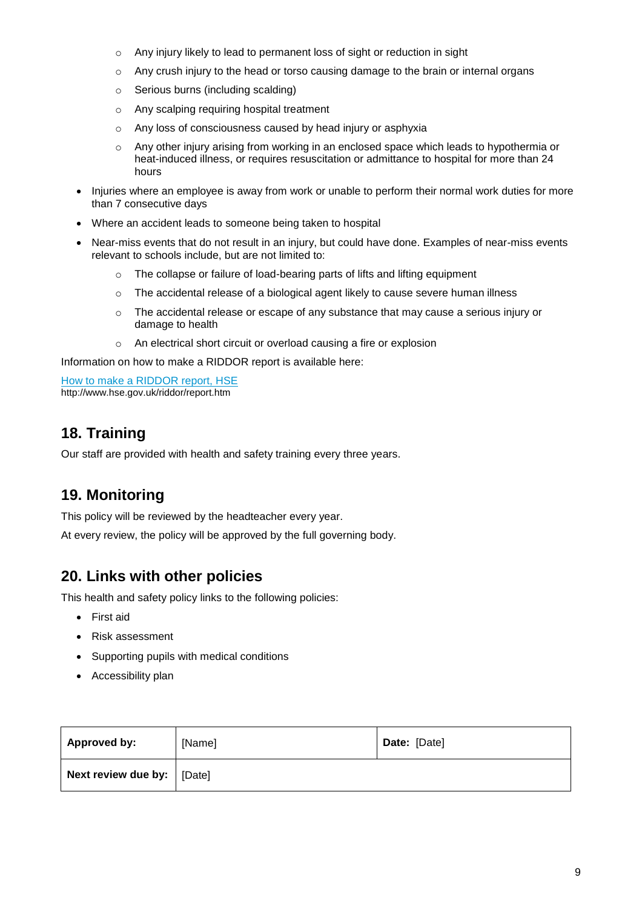- Any injury likely to lead to permanent loss of sight or reduction in sight
    - Any crush injury to the head or torso causing damage to the brain or internal organs
    - Serious burns (including scalding)
    - Any scalping requiring hospital treatment
    - Any loss of consciousness caused by head injury or asphyxia
    - Any other injury arising from working in an enclosed space which leads to hypothermia or heat-induced illness, or requires resuscitation or admittance to hospital for more than 24 hours
- Injuries where an employee is away from work or unable to perform their normal work duties for more than 7 consecutive days
- Where an accident leads to someone being taken to hospital
- Near-miss events that do not result in an injury, but could have done. Examples of near-miss events relevant to schools include, but are not limited to:
    - The collapse or failure of load-bearing parts of lifts and lifting equipment
    - The accidental release of a biological agent likely to cause severe human illness
    - The accidental release or escape of any substance that may cause a serious injury or damage to health
    - An electrical short circuit or overload causing a fire or explosion

Information on how to make a RIDDOR report is available here:

[How to make a RIDDOR report, HSE](http://www.hse.gov.uk/riddor/report.htm)
http://www.hse.gov.uk/riddor/report.htm

## 18. Training

Our staff are provided with health and safety training every three years.

## 19. Monitoring

This policy will be reviewed by the headteacher every year.

At every review, the policy will be approved by the full governing body.

## 20. Links with other policies

This health and safety policy links to the following policies:

- First aid
- Risk assessment
- Supporting pupils with medical conditions
- Accessibility plan

| | | |
|---|---|---|
| **Approved by:** | [Name] | **Date:** [Date] |
| **Next review due by:** | [Date] | |